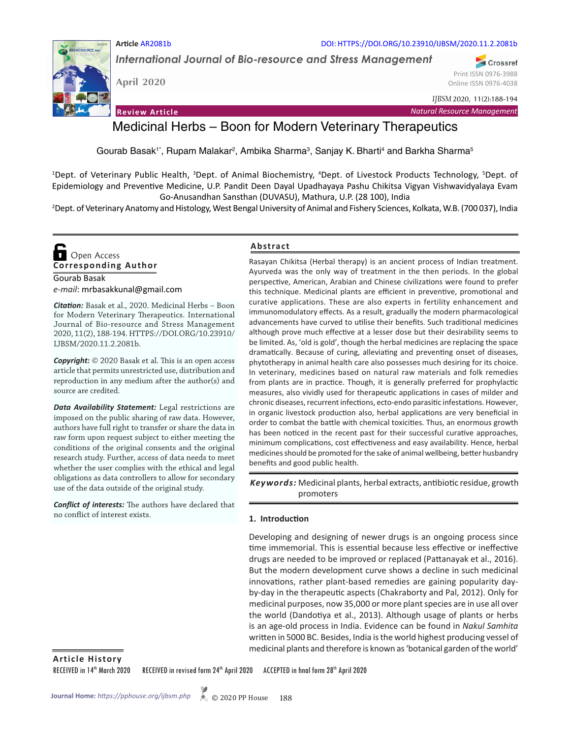Article AR2081b

DOI: HTTPS://DOI.ORG/10.23910/IJBSM/2020.11.2.2081b

*International Journal of Bio-resource and Stress Management*

April 2020

Print ISSN 0976-3988
Online ISSN 0976-4038

*IJBSM* 2020, 11(2):188-194

**Review Article**

*Natural Resource Management*

# Medicinal Herbs – Boon for Modern Veterinary Therapeutics

Gourab Basak[1*], Rupam Malakar[2], Ambika Sharma[3], Sanjay K. Bharti[4] and Barkha Sharma[5]

[1]Dept. of Veterinary Public Health, [3]Dept. of Animal Biochemistry, [4]Dept. of Livestock Products Technology, [5]Dept. of Epidemiology and Preventive Medicine, U.P. Pandit Deen Dayal Upadhayaya Pashu Chikitsa Vigyan Vishwavidyalaya Evam Go-Anusandhan Sansthan (DUVASU), Mathura, U.P. (28 100), India

[2]Dept. of Veterinary Anatomy and Histology, West Bengal University of Animal and Fishery Sciences, Kolkata, W.B. (700 037), India

Open Access

**Corresponding Author**

Gourab Basak
*e-mail*: mrbasakkunal@gmail.com

***Citation:*** Basak et al., 2020. Medicinal Herbs – Boon for Modern Veterinary Therapeutics. International Journal of Bio-resource and Stress Management 2020, 11(2), 188-194. HTTPS://DOI.ORG/10.23910/IJBSM/2020.11.2.2081b.

***Copyright:*** © 2020 Basak et al. This is an open access article that permits unrestricted use, distribution and reproduction in any medium after the author(s) and source are credited.

***Data Availability Statement:*** Legal restrictions are imposed on the public sharing of raw data. However, authors have full right to transfer or share the data in raw form upon request subject to either meeting the conditions of the original consents and the original research study. Further, access of data needs to meet whether the user complies with the ethical and legal obligations as data controllers to allow for secondary use of the data outside of the original study.

***Conflict of interests:*** The authors have declared that no conflict of interest exists.

## Abstract

Rasayan Chikitsa (Herbal therapy) is an ancient process of Indian treatment. Ayurveda was the only way of treatment in the then periods. In the global perspective, American, Arabian and Chinese civilizations were found to prefer this technique. Medicinal plants are efficient in preventive, promotional and curative applications. These are also experts in fertility enhancement and immunomodulatory effects. As a result, gradually the modern pharmacological advancements have curved to utilise their benefits. Such traditional medicines although prove much effective at a lesser dose but their desirability seems to be limited. As, 'old is gold', though the herbal medicines are replacing the space dramatically. Because of curing, alleviating and preventing onset of diseases, phytotherapy in animal health care also possesses much desiring for its choice. In veterinary, medicines based on natural raw materials and folk remedies from plants are in practice. Though, it is generally preferred for prophylactic measures, also vividly used for therapeutic applications in cases of milder and chronic diseases, recurrent infections, ecto-endo parasitic infestations. However, in organic livestock production also, herbal applications are very beneficial in order to combat the battle with chemical toxicities. Thus, an enormous growth has been noticed in the recent past for their successful curative approaches, minimum complications, cost effectiveness and easy availability. Hence, herbal medicines should be promoted for the sake of animal wellbeing, better husbandry benefits and good public health.

***Keywords:*** Medicinal plants, herbal extracts, antibiotic residue, growth promoters

## 1. Introduction

Developing and designing of newer drugs is an ongoing process since time immemorial. This is essential because less effective or ineffective drugs are needed to be improved or replaced (Pattanayak et al., 2016). But the modern development curve shows a decline in such medicinal innovations, rather plant-based remedies are gaining popularity day-by-day in the therapeutic aspects (Chakraborty and Pal, 2012). Only for medicinal purposes, now 35,000 or more plant species are in use all over the world (Dandotiya et al., 2013). Although usage of plants or herbs is an age-old process in India. Evidence can be found in *Nakul Samhita* written in 5000 BC. Besides, India is the world highest producing vessel of medicinal plants and therefore is known as 'botanical garden of the world'

**Article History**

RECEIVED in 14th March 2020 RECEIVED in revised form 24th April 2020 ACCEPTED in final form 28th April 2020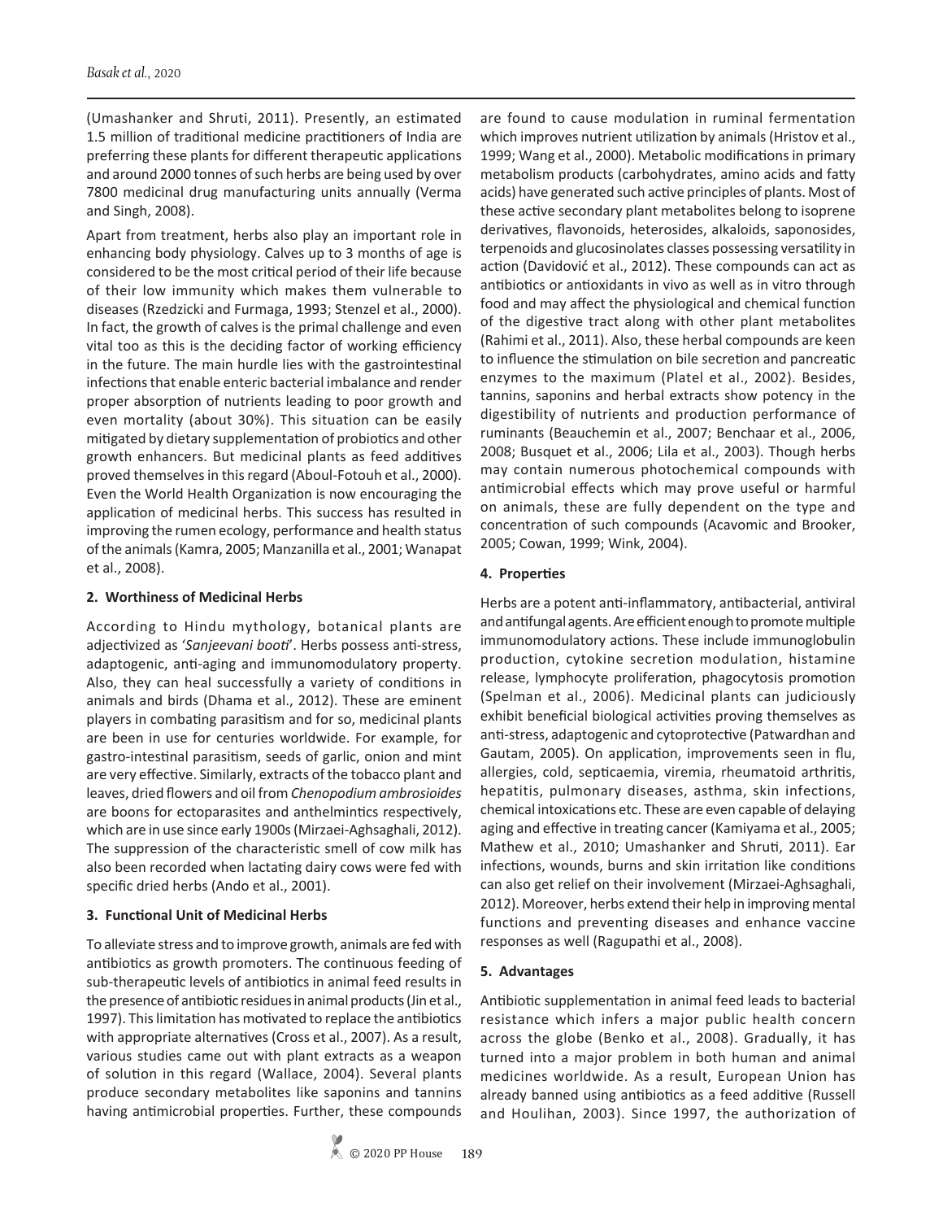(Umashanker and Shruti, 2011). Presently, an estimated 1.5 million of traditional medicine practitioners of India are preferring these plants for different therapeutic applications and around 2000 tonnes of such herbs are being used by over 7800 medicinal drug manufacturing units annually (Verma and Singh, 2008).

Apart from treatment, herbs also play an important role in enhancing body physiology. Calves up to 3 months of age is considered to be the most critical period of their life because of their low immunity which makes them vulnerable to diseases (Rzedzicki and Furmaga, 1993; Stenzel et al., 2000). In fact, the growth of calves is the primal challenge and even vital too as this is the deciding factor of working efficiency in the future. The main hurdle lies with the gastrointestinal infections that enable enteric bacterial imbalance and render proper absorption of nutrients leading to poor growth and even mortality (about 30%). This situation can be easily mitigated by dietary supplementation of probiotics and other growth enhancers. But medicinal plants as feed additives proved themselves in this regard (Aboul-Fotouh et al., 2000). Even the World Health Organization is now encouraging the application of medicinal herbs. This success has resulted in improving the rumen ecology, performance and health status of the animals (Kamra, 2005; Manzanilla et al., 2001; Wanapat et al., 2008).

## 2. Worthiness of Medicinal Herbs

According to Hindu mythology, botanical plants are adjectivized as '*Sanjeevani booti*'. Herbs possess anti-stress, adaptogenic, anti-aging and immunomodulatory property. Also, they can heal successfully a variety of conditions in animals and birds (Dhama et al., 2012). These are eminent players in combating parasitism and for so, medicinal plants are been in use for centuries worldwide. For example, for gastro-intestinal parasitism, seeds of garlic, onion and mint are very effective. Similarly, extracts of the tobacco plant and leaves, dried flowers and oil from *Chenopodium ambrosioides* are boons for ectoparasites and anthelmintics respectively, which are in use since early 1900s (Mirzaei-Aghsaghali, 2012). The suppression of the characteristic smell of cow milk has also been recorded when lactating dairy cows were fed with specific dried herbs (Ando et al., 2001).

## 3. Functional Unit of Medicinal Herbs

To alleviate stress and to improve growth, animals are fed with antibiotics as growth promoters. The continuous feeding of sub-therapeutic levels of antibiotics in animal feed results in the presence of antibiotic residues in animal products (Jin et al., 1997). This limitation has motivated to replace the antibiotics with appropriate alternatives (Cross et al., 2007). As a result, various studies came out with plant extracts as a weapon of solution in this regard (Wallace, 2004). Several plants produce secondary metabolites like saponins and tannins having antimicrobial properties. Further, these compounds are found to cause modulation in ruminal fermentation which improves nutrient utilization by animals (Hristov et al., 1999; Wang et al., 2000). Metabolic modifications in primary metabolism products (carbohydrates, amino acids and fatty acids) have generated such active principles of plants. Most of these active secondary plant metabolites belong to isoprene derivatives, flavonoids, heterosides, alkaloids, saponosides, terpenoids and glucosinolates classes possessing versatility in action (Davidović et al., 2012). These compounds can act as antibiotics or antioxidants in vivo as well as in vitro through food and may affect the physiological and chemical function of the digestive tract along with other plant metabolites (Rahimi et al., 2011). Also, these herbal compounds are keen to influence the stimulation on bile secretion and pancreatic enzymes to the maximum (Platel et al., 2002). Besides, tannins, saponins and herbal extracts show potency in the digestibility of nutrients and production performance of ruminants (Beauchemin et al., 2007; Benchaar et al., 2006, 2008; Busquet et al., 2006; Lila et al., 2003). Though herbs may contain numerous photochemical compounds with antimicrobial effects which may prove useful or harmful on animals, these are fully dependent on the type and concentration of such compounds (Acavomic and Brooker, 2005; Cowan, 1999; Wink, 2004).

## 4. Properties

Herbs are a potent anti-inflammatory, antibacterial, antiviral and antifungal agents. Are efficient enough to promote multiple immunomodulatory actions. These include immunoglobulin production, cytokine secretion modulation, histamine release, lymphocyte proliferation, phagocytosis promotion (Spelman et al., 2006). Medicinal plants can judiciously exhibit beneficial biological activities proving themselves as anti-stress, adaptogenic and cytoprotective (Patwardhan and Gautam, 2005). On application, improvements seen in flu, allergies, cold, septicaemia, viremia, rheumatoid arthritis, hepatitis, pulmonary diseases, asthma, skin infections, chemical intoxications etc. These are even capable of delaying aging and effective in treating cancer (Kamiyama et al., 2005; Mathew et al., 2010; Umashanker and Shruti, 2011). Ear infections, wounds, burns and skin irritation like conditions can also get relief on their involvement (Mirzaei-Aghsaghali, 2012). Moreover, herbs extend their help in improving mental functions and preventing diseases and enhance vaccine responses as well (Ragupathi et al., 2008).

## 5. Advantages

Antibiotic supplementation in animal feed leads to bacterial resistance which infers a major public health concern across the globe (Benko et al., 2008). Gradually, it has turned into a major problem in both human and animal medicines worldwide. As a result, European Union has already banned using antibiotics as a feed additive (Russell and Houlihan, 2003). Since 1997, the authorization of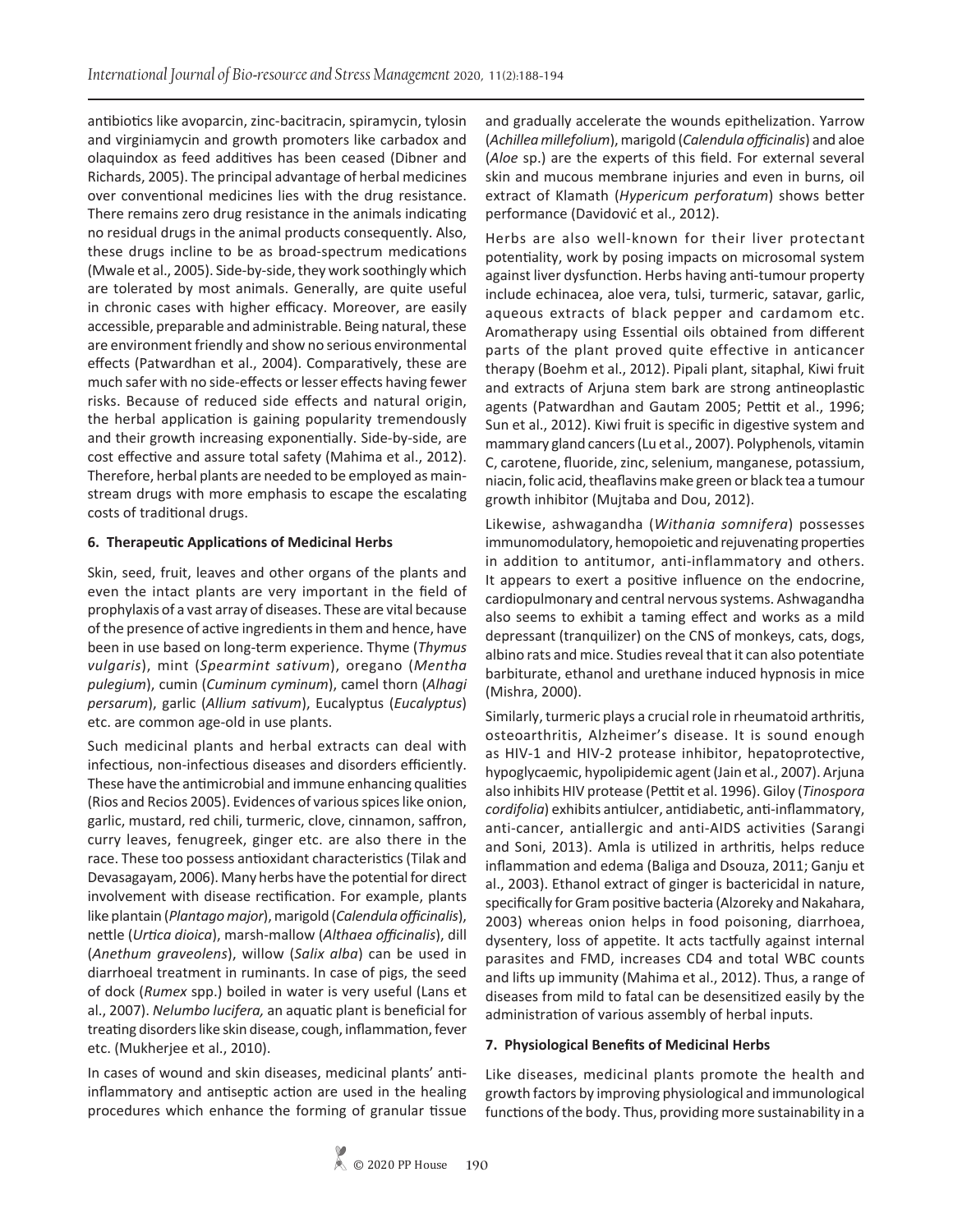antibiotics like avoparcin, zinc-bacitracin, spiramycin, tylosin and virginiamycin and growth promoters like carbadox and olaquindox as feed additives has been ceased (Dibner and Richards, 2005). The principal advantage of herbal medicines over conventional medicines lies with the drug resistance. There remains zero drug resistance in the animals indicating no residual drugs in the animal products consequently. Also, these drugs incline to be as broad-spectrum medications (Mwale et al., 2005). Side-by-side, they work soothingly which are tolerated by most animals. Generally, are quite useful in chronic cases with higher efficacy. Moreover, are easily accessible, preparable and administrable. Being natural, these are environment friendly and show no serious environmental effects (Patwardhan et al., 2004). Comparatively, these are much safer with no side-effects or lesser effects having fewer risks. Because of reduced side effects and natural origin, the herbal application is gaining popularity tremendously and their growth increasing exponentially. Side-by-side, are cost effective and assure total safety (Mahima et al., 2012). Therefore, herbal plants are needed to be employed as main-stream drugs with more emphasis to escape the escalating costs of traditional drugs.

### 6. Therapeutic Applications of Medicinal Herbs

Skin, seed, fruit, leaves and other organs of the plants and even the intact plants are very important in the field of prophylaxis of a vast array of diseases. These are vital because of the presence of active ingredients in them and hence, have been in use based on long-term experience. Thyme (*Thymus vulgaris*), mint (*Spearmint sativum*), oregano (*Mentha pulegium*), cumin (*Cuminum cyminum*), camel thorn (*Alhagi persarum*), garlic (*Allium sativum*), Eucalyptus (*Eucalyptus*) etc. are common age-old in use plants.

Such medicinal plants and herbal extracts can deal with infectious, non-infectious diseases and disorders efficiently. These have the antimicrobial and immune enhancing qualities (Rios and Recios 2005). Evidences of various spices like onion, garlic, mustard, red chili, turmeric, clove, cinnamon, saffron, curry leaves, fenugreek, ginger etc. are also there in the race. These too possess antioxidant characteristics (Tilak and Devasagayam, 2006). Many herbs have the potential for direct involvement with disease rectification. For example, plants like plantain (*Plantago major*), marigold (*Calendula officinalis*), nettle (*Urtica dioica*), marsh-mallow (*Althaea officinalis*), dill (*Anethum graveolens*), willow (*Salix alba*) can be used in diarrhoeal treatment in ruminants. In case of pigs, the seed of dock (*Rumex* spp.) boiled in water is very useful (Lans et al., 2007). *Nelumbo lucifera,* an aquatic plant is beneficial for treating disorders like skin disease, cough, inflammation, fever etc. (Mukherjee et al., 2010).

In cases of wound and skin diseases, medicinal plants' anti-inflammatory and antiseptic action are used in the healing procedures which enhance the forming of granular tissue and gradually accelerate the wounds epithelization. Yarrow (*Achillea millefolium*), marigold (*Calendula officinalis*) and aloe (*Aloe* sp.) are the experts of this field. For external several skin and mucous membrane injuries and even in burns, oil extract of Klamath (*Hypericum perforatum*) shows better performance (Davidović et al., 2012).

Herbs are also well-known for their liver protectant potentiality, work by posing impacts on microsomal system against liver dysfunction. Herbs having anti-tumour property include echinacea, aloe vera, tulsi, turmeric, satavar, garlic, aqueous extracts of black pepper and cardamom etc. Aromatherapy using Essential oils obtained from different parts of the plant proved quite effective in anticancer therapy (Boehm et al., 2012). Pipali plant, sitaphal, Kiwi fruit and extracts of Arjuna stem bark are strong antineoplastic agents (Patwardhan and Gautam 2005; Pettit et al., 1996; Sun et al., 2012). Kiwi fruit is specific in digestive system and mammary gland cancers (Lu et al., 2007). Polyphenols, vitamin C, carotene, fluoride, zinc, selenium, manganese, potassium, niacin, folic acid, theaflavins make green or black tea a tumour growth inhibitor (Mujtaba and Dou, 2012).

Likewise, ashwagandha (*Withania somnifera*) possesses immunomodulatory, hemopoietic and rejuvenating properties in addition to antitumor, anti-inflammatory and others. It appears to exert a positive influence on the endocrine, cardiopulmonary and central nervous systems. Ashwagandha also seems to exhibit a taming effect and works as a mild depressant (tranquilizer) on the CNS of monkeys, cats, dogs, albino rats and mice. Studies reveal that it can also potentiate barbiturate, ethanol and urethane induced hypnosis in mice (Mishra, 2000).

Similarly, turmeric plays a crucial role in rheumatoid arthritis, osteoarthritis, Alzheimer's disease. It is sound enough as HIV-1 and HIV-2 protease inhibitor, hepatoprotective, hypoglycaemic, hypolipidemic agent (Jain et al., 2007). Arjuna also inhibits HIV protease (Pettit et al. 1996). Giloy (*Tinospora cordifolia*) exhibits antiulcer, antidiabetic, anti-inflammatory, anti-cancer, antiallergic and anti-AIDS activities (Sarangi and Soni, 2013). Amla is utilized in arthritis, helps reduce inflammation and edema (Baliga and Dsouza, 2011; Ganju et al., 2003). Ethanol extract of ginger is bactericidal in nature, specifically for Gram positive bacteria (Alzoreky and Nakahara, 2003) whereas onion helps in food poisoning, diarrhoea, dysentery, loss of appetite. It acts tactfully against internal parasites and FMD, increases CD4 and total WBC counts and lifts up immunity (Mahima et al., 2012). Thus, a range of diseases from mild to fatal can be desensitized easily by the administration of various assembly of herbal inputs.

### 7. Physiological Benefits of Medicinal Herbs

Like diseases, medicinal plants promote the health and growth factors by improving physiological and immunological functions of the body. Thus, providing more sustainability in a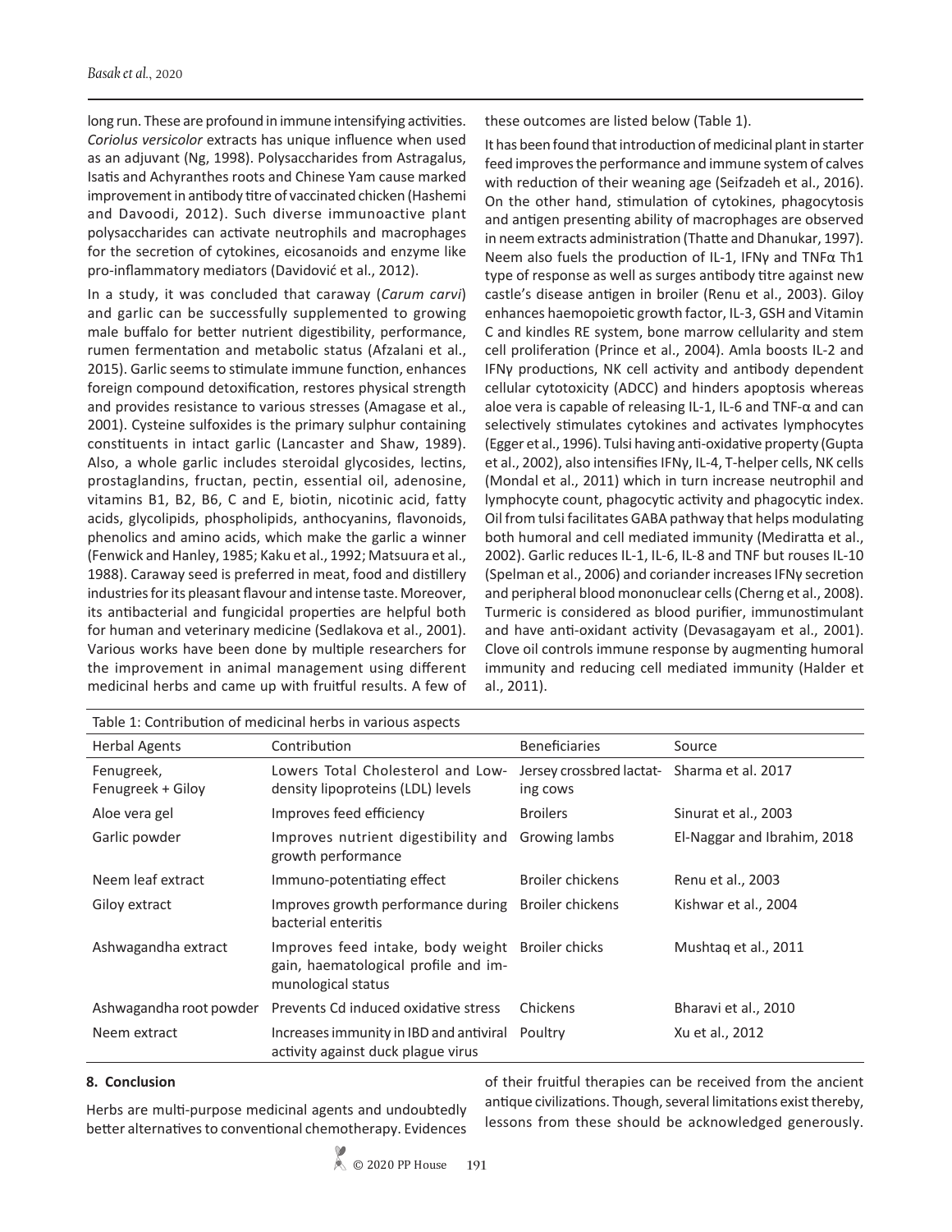long run. These are profound in immune intensifying activities. *Coriolus versicolor* extracts has unique influence when used as an adjuvant (Ng, 1998). Polysaccharides from Astragalus, Isatis and Achyranthes roots and Chinese Yam cause marked improvement in antibody titre of vaccinated chicken (Hashemi and Davoodi, 2012). Such diverse immunoactive plant polysaccharides can activate neutrophils and macrophages for the secretion of cytokines, eicosanoids and enzyme like pro-inflammatory mediators (Davidović et al., 2012).

In a study, it was concluded that caraway (*Carum carvi*) and garlic can be successfully supplemented to growing male buffalo for better nutrient digestibility, performance, rumen fermentation and metabolic status (Afzalani et al., 2015). Garlic seems to stimulate immune function, enhances foreign compound detoxification, restores physical strength and provides resistance to various stresses (Amagase et al., 2001). Cysteine sulfoxides is the primary sulphur containing constituents in intact garlic (Lancaster and Shaw, 1989). Also, a whole garlic includes steroidal glycosides, lectins, prostaglandins, fructan, pectin, essential oil, adenosine, vitamins B1, B2, B6, C and E, biotin, nicotinic acid, fatty acids, glycolipids, phospholipids, anthocyanins, flavonoids, phenolics and amino acids, which make the garlic a winner (Fenwick and Hanley, 1985; Kaku et al., 1992; Matsuura et al., 1988). Caraway seed is preferred in meat, food and distillery industries for its pleasant flavour and intense taste. Moreover, its antibacterial and fungicidal properties are helpful both for human and veterinary medicine (Sedlakova et al., 2001). Various works have been done by multiple researchers for the improvement in animal management using different medicinal herbs and came up with fruitful results. A few of these outcomes are listed below (Table 1).

It has been found that introduction of medicinal plant in starter feed improves the performance and immune system of calves with reduction of their weaning age (Seifzadeh et al., 2016). On the other hand, stimulation of cytokines, phagocytosis and antigen presenting ability of macrophages are observed in neem extracts administration (Thatte and Dhanukar, 1997). Neem also fuels the production of IL-1, IFNγ and TNFα Th1 type of response as well as surges antibody titre against new castle's disease antigen in broiler (Renu et al., 2003). Giloy enhances haemopoietic growth factor, IL-3, GSH and Vitamin C and kindles RE system, bone marrow cellularity and stem cell proliferation (Prince et al., 2004). Amla boosts IL-2 and IFNγ productions, NK cell activity and antibody dependent cellular cytotoxicity (ADCC) and hinders apoptosis whereas aloe vera is capable of releasing IL-1, IL-6 and TNF-α and can selectively stimulates cytokines and activates lymphocytes (Egger et al., 1996). Tulsi having anti-oxidative property (Gupta et al., 2002), also intensifies IFNγ, IL-4, T-helper cells, NK cells (Mondal et al., 2011) which in turn increase neutrophil and lymphocyte count, phagocytic activity and phagocytic index. Oil from tulsi facilitates GABA pathway that helps modulating both humoral and cell mediated immunity (Mediratta et al., 2002). Garlic reduces IL-1, IL-6, IL-8 and TNF but rouses IL-10 (Spelman et al., 2006) and coriander increases IFNγ secretion and peripheral blood mononuclear cells (Cherng et al., 2008). Turmeric is considered as blood purifier, immunostimulant and have anti-oxidant activity (Devasagayam et al., 2001). Clove oil controls immune response by augmenting humoral immunity and reducing cell mediated immunity (Halder et al., 2011).

Table 1: Contribution of medicinal herbs in various aspects

| Herbal Agents | Contribution | Beneficiaries | Source |
|---|---|---|---|
| Fenugreek, Fenugreek + Giloy | Lowers Total Cholesterol and Low-density lipoproteins (LDL) levels | Jersey crossbred lactating cows | Sharma et al. 2017 |
| Aloe vera gel | Improves feed efficiency | Broilers | Sinurat et al., 2003 |
| Garlic powder | Improves nutrient digestibility and growth performance | Growing lambs | El-Naggar and Ibrahim, 2018 |
| Neem leaf extract | Immuno-potentiating effect | Broiler chickens | Renu et al., 2003 |
| Giloy extract | Improves growth performance during bacterial enteritis | Broiler chickens | Kishwar et al., 2004 |
| Ashwagandha extract | Improves feed intake, body weight gain, haematological profile and immunological status | Broiler chicks | Mushtaq et al., 2011 |
| Ashwagandha root powder | Prevents Cd induced oxidative stress | Chickens | Bharavi et al., 2010 |
| Neem extract | Increases immunity in IBD and antiviral activity against duck plague virus | Poultry | Xu et al., 2012 |

## 8. Conclusion

Herbs are multi-purpose medicinal agents and undoubtedly better alternatives to conventional chemotherapy. Evidences of their fruitful therapies can be received from the ancient antique civilizations. Though, several limitations exist thereby, lessons from these should be acknowledged generously.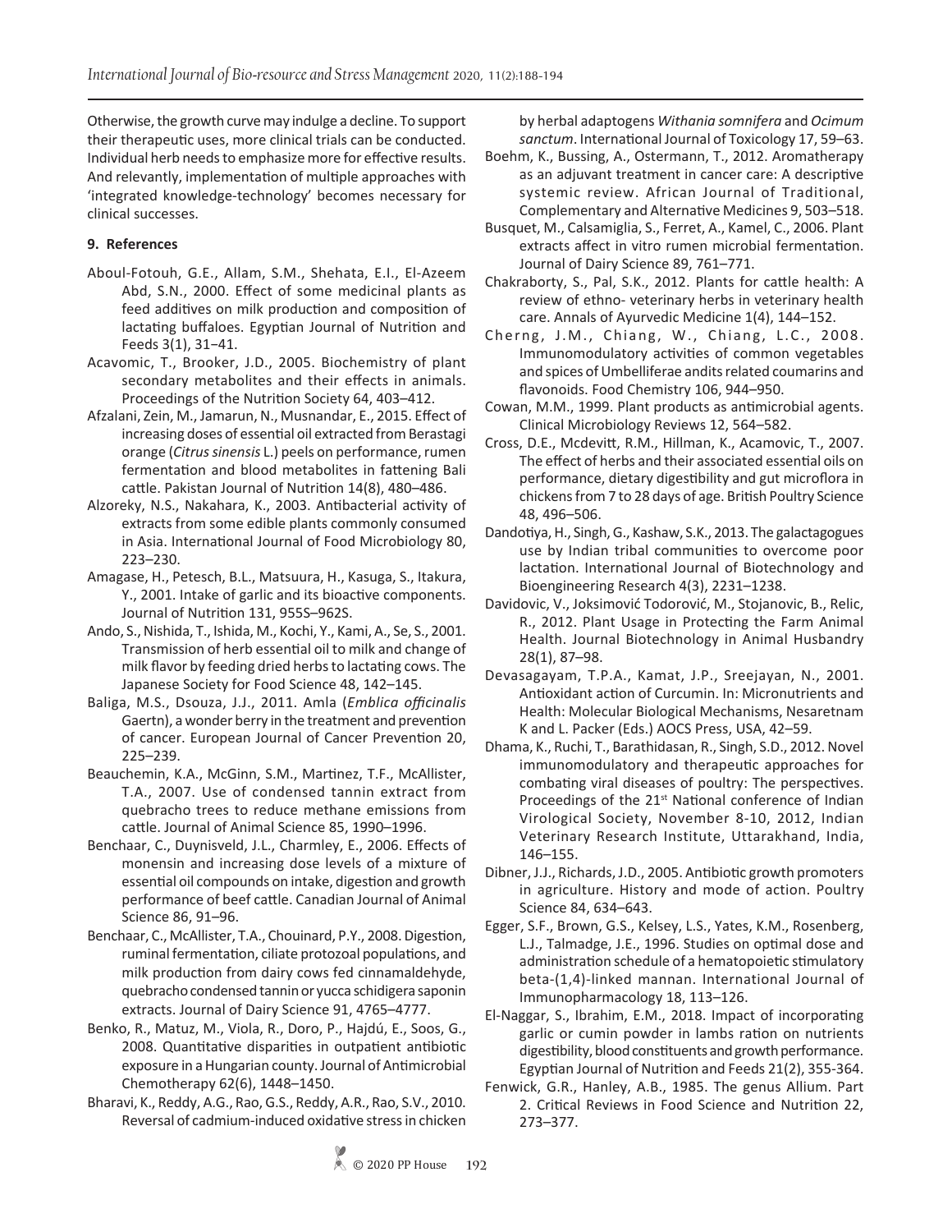Otherwise, the growth curve may indulge a decline. To support their therapeutic uses, more clinical trials can be conducted. Individual herb needs to emphasize more for effective results. And relevantly, implementation of multiple approaches with 'integrated knowledge-technology' becomes necessary for clinical successes.

## 9. References

Aboul-Fotouh, G.E., Allam, S.M., Shehata, E.I., El-Azeem Abd, S.N., 2000. Effect of some medicinal plants as feed additives on milk production and composition of lactating buffaloes. Egyptian Journal of Nutrition and Feeds 3(1), 31–41.

Acavomic, T., Brooker, J.D., 2005. Biochemistry of plant secondary metabolites and their effects in animals. Proceedings of the Nutrition Society 64, 403–412.

Afzalani, Zein, M., Jamarun, N., Musnandar, E., 2015. Effect of increasing doses of essential oil extracted from Berastagi orange (*Citrus sinensis* L.) peels on performance, rumen fermentation and blood metabolites in fattening Bali cattle. Pakistan Journal of Nutrition 14(8), 480–486.

Alzoreky, N.S., Nakahara, K., 2003. Antibacterial activity of extracts from some edible plants commonly consumed in Asia. International Journal of Food Microbiology 80, 223–230.

Amagase, H., Petesch, B.L., Matsuura, H., Kasuga, S., Itakura, Y., 2001. Intake of garlic and its bioactive components. Journal of Nutrition 131, 955S–962S.

Ando, S., Nishida, T., Ishida, M., Kochi, Y., Kami, A., Se, S., 2001. Transmission of herb essential oil to milk and change of milk flavor by feeding dried herbs to lactating cows. The Japanese Society for Food Science 48, 142–145.

Baliga, M.S., Dsouza, J.J., 2011. Amla (*Emblica officinalis* Gaertn), a wonder berry in the treatment and prevention of cancer. European Journal of Cancer Prevention 20, 225–239.

Beauchemin, K.A., McGinn, S.M., Martinez, T.F., McAllister, T.A., 2007. Use of condensed tannin extract from quebracho trees to reduce methane emissions from cattle. Journal of Animal Science 85, 1990–1996.

Benchaar, C., Duynisveld, J.L., Charmley, E., 2006. Effects of monensin and increasing dose levels of a mixture of essential oil compounds on intake, digestion and growth performance of beef cattle. Canadian Journal of Animal Science 86, 91–96.

Benchaar, C., McAllister, T.A., Chouinard, P.Y., 2008. Digestion, ruminal fermentation, ciliate protozoal populations, and milk production from dairy cows fed cinnamaldehyde, quebracho condensed tannin or yucca schidigera saponin extracts. Journal of Dairy Science 91, 4765–4777.

Benko, R., Matuz, M., Viola, R., Doro, P., Hajdú, E., Soos, G., 2008. Quantitative disparities in outpatient antibiotic exposure in a Hungarian county. Journal of Antimicrobial Chemotherapy 62(6), 1448–1450.

Bharavi, K., Reddy, A.G., Rao, G.S., Reddy, A.R., Rao, S.V., 2010. Reversal of cadmium-induced oxidative stress in chicken by herbal adaptogens *Withania somnifera* and *Ocimum sanctum*. International Journal of Toxicology 17, 59–63.

Boehm, K., Bussing, A., Ostermann, T., 2012. Aromatherapy as an adjuvant treatment in cancer care: A descriptive systemic review. African Journal of Traditional, Complementary and Alternative Medicines 9, 503–518.

Busquet, M., Calsamiglia, S., Ferret, A., Kamel, C., 2006. Plant extracts affect in vitro rumen microbial fermentation. Journal of Dairy Science 89, 761–771.

Chakraborty, S., Pal, S.K., 2012. Plants for cattle health: A review of ethno- veterinary herbs in veterinary health care. Annals of Ayurvedic Medicine 1(4), 144–152.

Cherng, J.M., Chiang, W., Chiang, L.C., 2008. Immunomodulatory activities of common vegetables and spices of Umbelliferae andits related coumarins and flavonoids. Food Chemistry 106, 944–950.

Cowan, M.M., 1999. Plant products as antimicrobial agents. Clinical Microbiology Reviews 12, 564–582.

Cross, D.E., Mcdevitt, R.M., Hillman, K., Acamovic, T., 2007. The effect of herbs and their associated essential oils on performance, dietary digestibility and gut microflora in chickens from 7 to 28 days of age. British Poultry Science 48, 496–506.

Dandotiya, H., Singh, G., Kashaw, S.K., 2013. The galactagogues use by Indian tribal communities to overcome poor lactation. International Journal of Biotechnology and Bioengineering Research 4(3), 2231–1238.

Davidovic, V., Joksimović Todorović, M., Stojanovic, B., Relic, R., 2012. Plant Usage in Protecting the Farm Animal Health. Journal Biotechnology in Animal Husbandry 28(1), 87–98.

Devasagayam, T.P.A., Kamat, J.P., Sreejayan, N., 2001. Antioxidant action of Curcumin. In: Micronutrients and Health: Molecular Biological Mechanisms, Nesaretnam K and L. Packer (Eds.) AOCS Press, USA, 42–59.

Dhama, K., Ruchi, T., Barathidasan, R., Singh, S.D., 2012. Novel immunomodulatory and therapeutic approaches for combating viral diseases of poultry: The perspectives. Proceedings of the 21st National conference of Indian Virological Society, November 8-10, 2012, Indian Veterinary Research Institute, Uttarakhand, India, 146–155.

Dibner, J.J., Richards, J.D., 2005. Antibiotic growth promoters in agriculture. History and mode of action. Poultry Science 84, 634–643.

Egger, S.F., Brown, G.S., Kelsey, L.S., Yates, K.M., Rosenberg, L.J., Talmadge, J.E., 1996. Studies on optimal dose and administration schedule of a hematopoietic stimulatory beta-(1,4)-linked mannan. International Journal of Immunopharmacology 18, 113–126.

El-Naggar, S., Ibrahim, E.M., 2018. Impact of incorporating garlic or cumin powder in lambs ration on nutrients digestibility, blood constituents and growth performance. Egyptian Journal of Nutrition and Feeds 21(2), 355-364.

Fenwick, G.R., Hanley, A.B., 1985. The genus Allium. Part 2. Critical Reviews in Food Science and Nutrition 22, 273–377.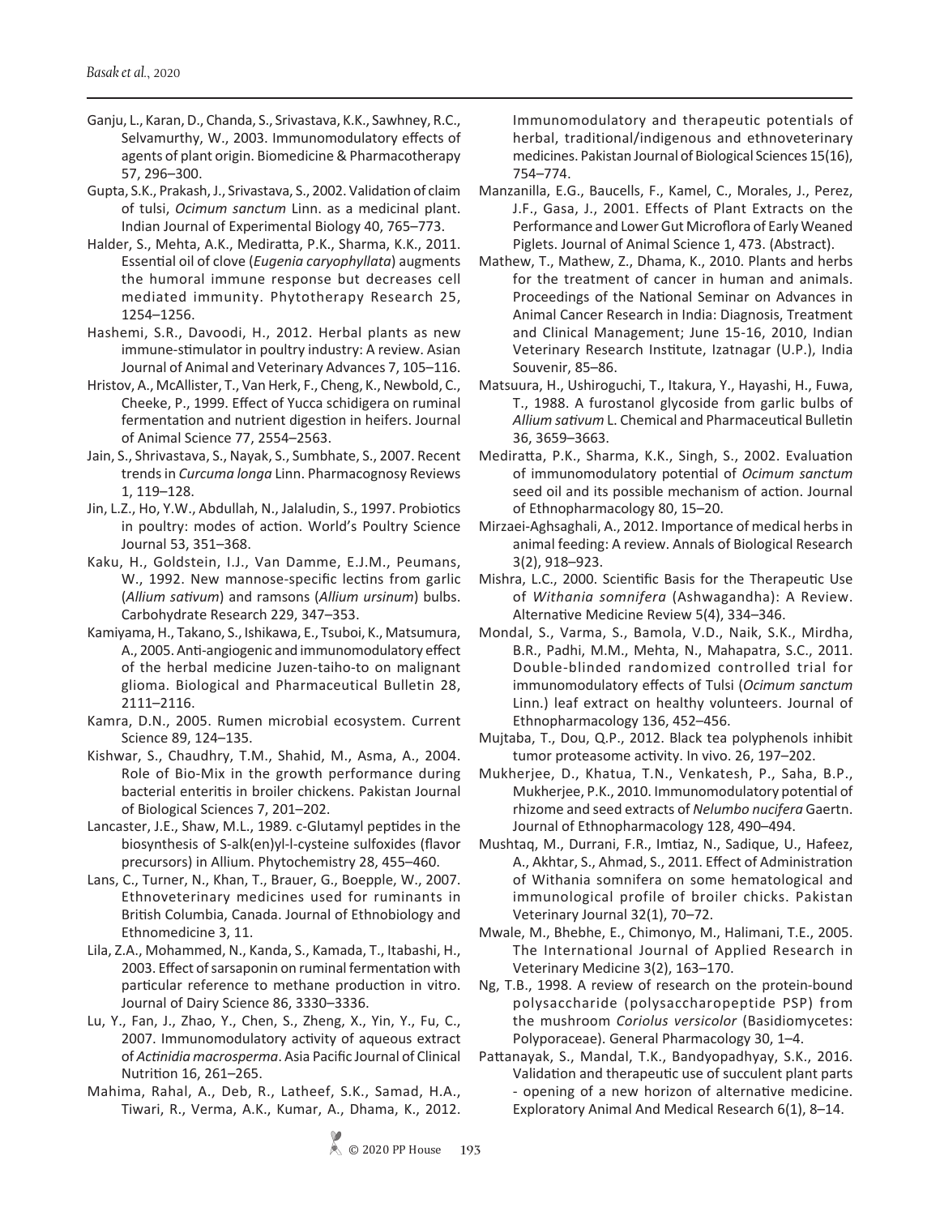Ganju, L., Karan, D., Chanda, S., Srivastava, K.K., Sawhney, R.C., Selvamurthy, W., 2003. Immunomodulatory effects of agents of plant origin. Biomedicine & Pharmacotherapy 57, 296–300.

Gupta, S.K., Prakash, J., Srivastava, S., 2002. Validation of claim of tulsi, *Ocimum sanctum* Linn. as a medicinal plant. Indian Journal of Experimental Biology 40, 765–773.

Halder, S., Mehta, A.K., Mediratta, P.K., Sharma, K.K., 2011. Essential oil of clove (*Eugenia caryophyllata*) augments the humoral immune response but decreases cell mediated immunity. Phytotherapy Research 25, 1254–1256.

Hashemi, S.R., Davoodi, H., 2012. Herbal plants as new immune-stimulator in poultry industry: A review. Asian Journal of Animal and Veterinary Advances 7, 105–116.

Hristov, A., McAllister, T., Van Herk, F., Cheng, K., Newbold, C., Cheeke, P., 1999. Effect of Yucca schidigera on ruminal fermentation and nutrient digestion in heifers. Journal of Animal Science 77, 2554–2563.

Jain, S., Shrivastava, S., Nayak, S., Sumbhate, S., 2007. Recent trends in *Curcuma longa* Linn. Pharmacognosy Reviews 1, 119–128.

Jin, L.Z., Ho, Y.W., Abdullah, N., Jalaludin, S., 1997. Probiotics in poultry: modes of action. World's Poultry Science Journal 53, 351–368.

Kaku, H., Goldstein, I.J., Van Damme, E.J.M., Peumans, W., 1992. New mannose-specific lectins from garlic (*Allium sativum*) and ramsons (*Allium ursinum*) bulbs. Carbohydrate Research 229, 347–353.

Kamiyama, H., Takano, S., Ishikawa, E., Tsuboi, K., Matsumura, A., 2005. Anti-angiogenic and immunomodulatory effect of the herbal medicine Juzen-taiho-to on malignant glioma. Biological and Pharmaceutical Bulletin 28, 2111–2116.

Kamra, D.N., 2005. Rumen microbial ecosystem. Current Science 89, 124–135.

Kishwar, S., Chaudhry, T.M., Shahid, M., Asma, A., 2004. Role of Bio-Mix in the growth performance during bacterial enteritis in broiler chickens. Pakistan Journal of Biological Sciences 7, 201–202.

Lancaster, J.E., Shaw, M.L., 1989. c-Glutamyl peptides in the biosynthesis of S-alk(en)yl-l-cysteine sulfoxides (flavor precursors) in Allium. Phytochemistry 28, 455–460.

Lans, C., Turner, N., Khan, T., Brauer, G., Boepple, W., 2007. Ethnoveterinary medicines used for ruminants in British Columbia, Canada. Journal of Ethnobiology and Ethnomedicine 3, 11.

Lila, Z.A., Mohammed, N., Kanda, S., Kamada, T., Itabashi, H., 2003. Effect of sarsaponin on ruminal fermentation with particular reference to methane production in vitro. Journal of Dairy Science 86, 3330–3336.

Lu, Y., Fan, J., Zhao, Y., Chen, S., Zheng, X., Yin, Y., Fu, C., 2007. Immunomodulatory activity of aqueous extract of *Actinidia macrosperma*. Asia Pacific Journal of Clinical Nutrition 16, 261–265.

Mahima, Rahal, A., Deb, R., Latheef, S.K., Samad, H.A., Tiwari, R., Verma, A.K., Kumar, A., Dhama, K., 2012. Immunomodulatory and therapeutic potentials of herbal, traditional/indigenous and ethnoveterinary medicines. Pakistan Journal of Biological Sciences 15(16), 754–774.

Manzanilla, E.G., Baucells, F., Kamel, C., Morales, J., Perez, J.F., Gasa, J., 2001. Effects of Plant Extracts on the Performance and Lower Gut Microflora of Early Weaned Piglets. Journal of Animal Science 1, 473. (Abstract).

Mathew, T., Mathew, Z., Dhama, K., 2010. Plants and herbs for the treatment of cancer in human and animals. Proceedings of the National Seminar on Advances in Animal Cancer Research in India: Diagnosis, Treatment and Clinical Management; June 15-16, 2010, Indian Veterinary Research Institute, Izatnagar (U.P.), India Souvenir, 85–86.

Matsuura, H., Ushiroguchi, T., Itakura, Y., Hayashi, H., Fuwa, T., 1988. A furostanol glycoside from garlic bulbs of *Allium sativum* L. Chemical and Pharmaceutical Bulletin 36, 3659–3663.

Mediratta, P.K., Sharma, K.K., Singh, S., 2002. Evaluation of immunomodulatory potential of *Ocimum sanctum* seed oil and its possible mechanism of action. Journal of Ethnopharmacology 80, 15–20.

Mirzaei-Aghsaghali, A., 2012. Importance of medical herbs in animal feeding: A review. Annals of Biological Research 3(2), 918–923.

Mishra, L.C., 2000. Scientific Basis for the Therapeutic Use of *Withania somnifera* (Ashwagandha): A Review. Alternative Medicine Review 5(4), 334–346.

Mondal, S., Varma, S., Bamola, V.D., Naik, S.K., Mirdha, B.R., Padhi, M.M., Mehta, N., Mahapatra, S.C., 2011. Double-blinded randomized controlled trial for immunomodulatory effects of Tulsi (*Ocimum sanctum* Linn.) leaf extract on healthy volunteers. Journal of Ethnopharmacology 136, 452–456.

Mujtaba, T., Dou, Q.P., 2012. Black tea polyphenols inhibit tumor proteasome activity. In vivo. 26, 197–202.

Mukherjee, D., Khatua, T.N., Venkatesh, P., Saha, B.P., Mukherjee, P.K., 2010. Immunomodulatory potential of rhizome and seed extracts of *Nelumbo nucifera* Gaertn. Journal of Ethnopharmacology 128, 490–494.

Mushtaq, M., Durrani, F.R., Imtiaz, N., Sadique, U., Hafeez, A., Akhtar, S., Ahmad, S., 2011. Effect of Administration of Withania somnifera on some hematological and immunological profile of broiler chicks. Pakistan Veterinary Journal 32(1), 70–72.

Mwale, M., Bhebhe, E., Chimonyo, M., Halimani, T.E., 2005. The International Journal of Applied Research in Veterinary Medicine 3(2), 163–170.

Ng, T.B., 1998. A review of research on the protein-bound polysaccharide (polysaccharopeptide PSP) from the mushroom *Coriolus versicolor* (Basidiomycetes: Polyporaceae). General Pharmacology 30, 1–4.

Pattanayak, S., Mandal, T.K., Bandyopadhyay, S.K., 2016. Validation and therapeutic use of succulent plant parts - opening of a new horizon of alternative medicine. Exploratory Animal And Medical Research 6(1), 8–14.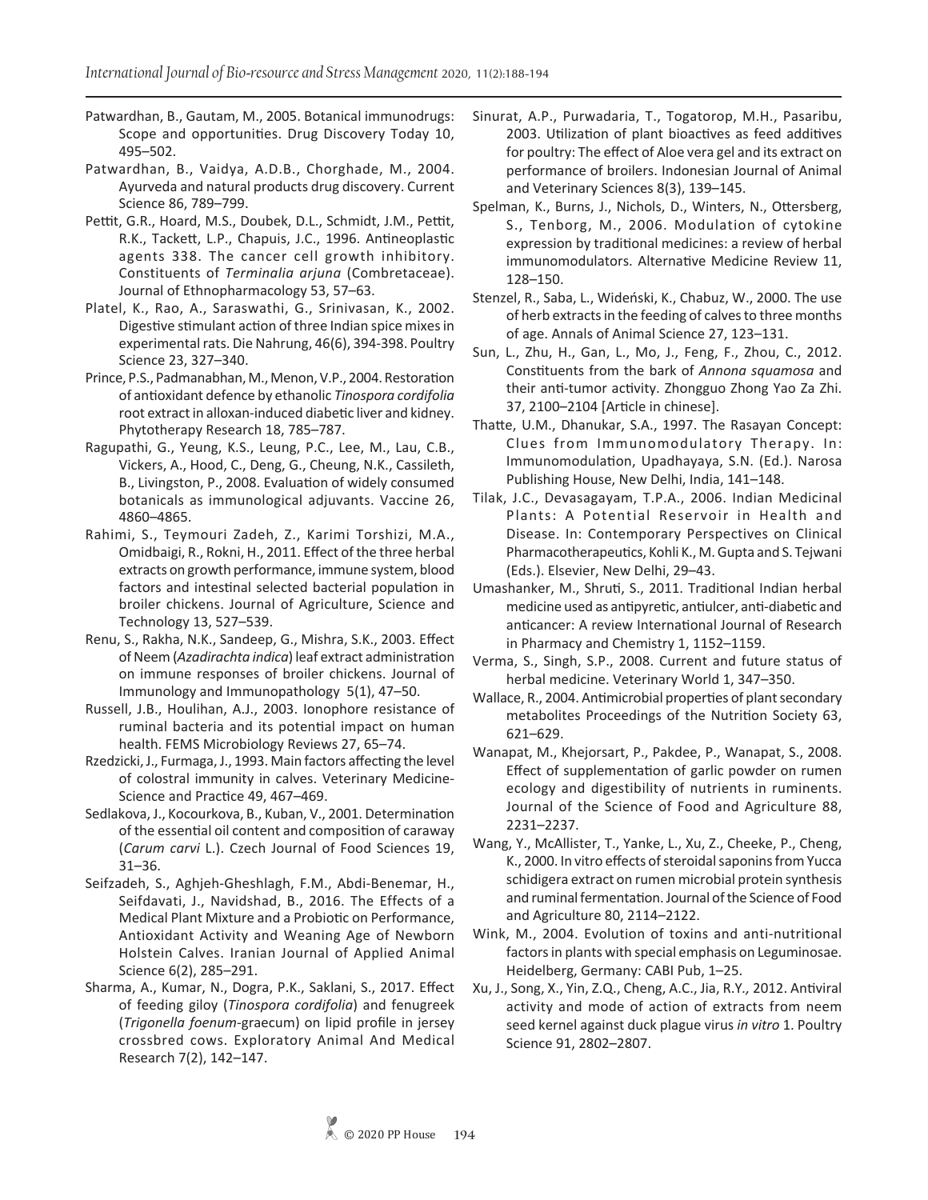Patwardhan, B., Gautam, M., 2005. Botanical immunodrugs: Scope and opportunities. Drug Discovery Today 10, 495–502.

Patwardhan, B., Vaidya, A.D.B., Chorghade, M., 2004. Ayurveda and natural products drug discovery. Current Science 86, 789–799.

Pettit, G.R., Hoard, M.S., Doubek, D.L., Schmidt, J.M., Pettit, R.K., Tackett, L.P., Chapuis, J.C., 1996. Antineoplastic agents 338. The cancer cell growth inhibitory. Constituents of *Terminalia arjuna* (Combretaceae). Journal of Ethnopharmacology 53, 57–63.

Platel, K., Rao, A., Saraswathi, G., Srinivasan, K., 2002. Digestive stimulant action of three Indian spice mixes in experimental rats. Die Nahrung, 46(6), 394-398. Poultry Science 23, 327–340.

Prince, P.S., Padmanabhan, M., Menon, V.P., 2004. Restoration of antioxidant defence by ethanolic *Tinospora cordifolia* root extract in alloxan-induced diabetic liver and kidney. Phytotherapy Research 18, 785–787.

Ragupathi, G., Yeung, K.S., Leung, P.C., Lee, M., Lau, C.B., Vickers, A., Hood, C., Deng, G., Cheung, N.K., Cassileth, B., Livingston, P., 2008. Evaluation of widely consumed botanicals as immunological adjuvants. Vaccine 26, 4860–4865.

Rahimi, S., Teymouri Zadeh, Z., Karimi Torshizi, M.A., Omidbaigi, R., Rokni, H., 2011. Effect of the three herbal extracts on growth performance, immune system, blood factors and intestinal selected bacterial population in broiler chickens. Journal of Agriculture, Science and Technology 13, 527–539.

Renu, S., Rakha, N.K., Sandeep, G., Mishra, S.K., 2003. Effect of Neem (*Azadirachta indica*) leaf extract administration on immune responses of broiler chickens. Journal of Immunology and Immunopathology 5(1), 47–50.

Russell, J.B., Houlihan, A.J., 2003. Ionophore resistance of ruminal bacteria and its potential impact on human health. FEMS Microbiology Reviews 27, 65–74.

Rzedzicki, J., Furmaga, J., 1993. Main factors affecting the level of colostral immunity in calves. Veterinary Medicine-Science and Practice 49, 467–469.

Sedlakova, J., Kocourkova, B., Kuban, V., 2001. Determination of the essential oil content and composition of caraway (*Carum carvi* L.). Czech Journal of Food Sciences 19, 31–36.

Seifzadeh, S., Aghjeh-Gheshlagh, F.M., Abdi-Benemar, H., Seifdavati, J., Navidshad, B., 2016. The Effects of a Medical Plant Mixture and a Probiotic on Performance, Antioxidant Activity and Weaning Age of Newborn Holstein Calves. Iranian Journal of Applied Animal Science 6(2), 285–291.

Sharma, A., Kumar, N., Dogra, P.K., Saklani, S., 2017. Effect of feeding giloy (*Tinospora cordifolia*) and fenugreek (*Trigonella foenum*-graecum) on lipid profile in jersey crossbred cows. Exploratory Animal And Medical Research 7(2), 142–147.

Sinurat, A.P., Purwadaria, T., Togatorop, M.H., Pasaribu, 2003. Utilization of plant bioactives as feed additives for poultry: The effect of Aloe vera gel and its extract on performance of broilers. Indonesian Journal of Animal and Veterinary Sciences 8(3), 139–145.

Spelman, K., Burns, J., Nichols, D., Winters, N., Ottersberg, S., Tenborg, M., 2006. Modulation of cytokine expression by traditional medicines: a review of herbal immunomodulators. Alternative Medicine Review 11, 128–150.

Stenzel, R., Saba, L., Wideński, K., Chabuz, W., 2000. The use of herb extracts in the feeding of calves to three months of age. Annals of Animal Science 27, 123–131.

Sun, L., Zhu, H., Gan, L., Mo, J., Feng, F., Zhou, C., 2012. Constituents from the bark of *Annona squamosa* and their anti-tumor activity. Zhongguo Zhong Yao Za Zhi. 37, 2100–2104 [Article in chinese].

Thatte, U.M., Dhanukar, S.A., 1997. The Rasayan Concept: Clues from Immunomodulatory Therapy. In: Immunomodulation, Upadhayaya, S.N. (Ed.). Narosa Publishing House, New Delhi, India, 141–148.

Tilak, J.C., Devasagayam, T.P.A., 2006. Indian Medicinal Plants: A Potential Reservoir in Health and Disease. In: Contemporary Perspectives on Clinical Pharmacotherapeutics, Kohli K., M. Gupta and S. Tejwani (Eds.). Elsevier, New Delhi, 29–43.

Umashanker, M., Shruti, S., 2011. Traditional Indian herbal medicine used as antipyretic, antiulcer, anti-diabetic and anticancer: A review International Journal of Research in Pharmacy and Chemistry 1, 1152–1159.

Verma, S., Singh, S.P., 2008. Current and future status of herbal medicine. Veterinary World 1, 347–350.

Wallace, R., 2004. Antimicrobial properties of plant secondary metabolites Proceedings of the Nutrition Society 63, 621–629.

Wanapat, M., Khejorsart, P., Pakdee, P., Wanapat, S., 2008. Effect of supplementation of garlic powder on rumen ecology and digestibility of nutrients in ruminants. Journal of the Science of Food and Agriculture 88, 2231–2237.

Wang, Y., McAllister, T., Yanke, L., Xu, Z., Cheeke, P., Cheng, K., 2000. In vitro effects of steroidal saponins from Yucca schidigera extract on rumen microbial protein synthesis and ruminal fermentation. Journal of the Science of Food and Agriculture 80, 2114–2122.

Wink, M., 2004. Evolution of toxins and anti-nutritional factors in plants with special emphasis on Leguminosae. Heidelberg, Germany: CABI Pub, 1–25.

Xu, J., Song, X., Yin, Z.Q., Cheng, A.C., Jia, R.Y., 2012. Antiviral activity and mode of action of extracts from neem seed kernel against duck plague virus *in vitro* 1. Poultry Science 91, 2802–2807.